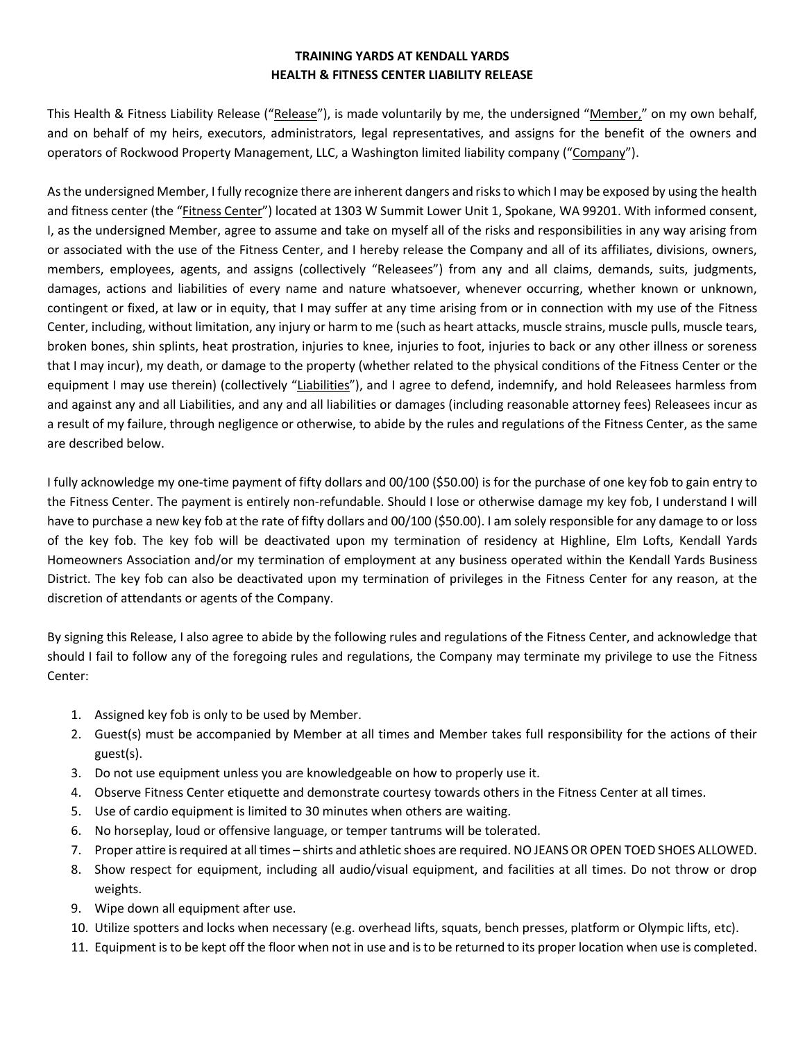**TRAINING YARDS AT KENDALL YARDS**
**HEALTH & FITNESS CENTER LIABILITY RELEASE**

This Health & Fitness Liability Release ("Release"), is made voluntarily by me, the undersigned "Member," on my own behalf, and on behalf of my heirs, executors, administrators, legal representatives, and assigns for the benefit of the owners and operators of Rockwood Property Management, LLC, a Washington limited liability company ("Company").

As the undersigned Member, I fully recognize there are inherent dangers and risks to which I may be exposed by using the health and fitness center (the "Fitness Center") located at 1303 W Summit Lower Unit 1, Spokane, WA 99201. With informed consent, I, as the undersigned Member, agree to assume and take on myself all of the risks and responsibilities in any way arising from or associated with the use of the Fitness Center, and I hereby release the Company and all of its affiliates, divisions, owners, members, employees, agents, and assigns (collectively "Releasees") from any and all claims, demands, suits, judgments, damages, actions and liabilities of every name and nature whatsoever, whenever occurring, whether known or unknown, contingent or fixed, at law or in equity, that I may suffer at any time arising from or in connection with my use of the Fitness Center, including, without limitation, any injury or harm to me (such as heart attacks, muscle strains, muscle pulls, muscle tears, broken bones, shin splints, heat prostration, injuries to knee, injuries to foot, injuries to back or any other illness or soreness that I may incur), my death, or damage to the property (whether related to the physical conditions of the Fitness Center or the equipment I may use therein) (collectively "Liabilities"), and I agree to defend, indemnify, and hold Releasees harmless from and against any and all Liabilities, and any and all liabilities or damages (including reasonable attorney fees) Releasees incur as a result of my failure, through negligence or otherwise, to abide by the rules and regulations of the Fitness Center, as the same are described below.

I fully acknowledge my one-time payment of fifty dollars and 00/100 ($50.00) is for the purchase of one key fob to gain entry to the Fitness Center. The payment is entirely non-refundable. Should I lose or otherwise damage my key fob, I understand I will have to purchase a new key fob at the rate of fifty dollars and 00/100 ($50.00). I am solely responsible for any damage to or loss of the key fob. The key fob will be deactivated upon my termination of residency at Highline, Elm Lofts, Kendall Yards Homeowners Association and/or my termination of employment at any business operated within the Kendall Yards Business District. The key fob can also be deactivated upon my termination of privileges in the Fitness Center for any reason, at the discretion of attendants or agents of the Company.

By signing this Release, I also agree to abide by the following rules and regulations of the Fitness Center, and acknowledge that should I fail to follow any of the foregoing rules and regulations, the Company may terminate my privilege to use the Fitness Center:

1. Assigned key fob is only to be used by Member.
2. Guest(s) must be accompanied by Member at all times and Member takes full responsibility for the actions of their guest(s).
3. Do not use equipment unless you are knowledgeable on how to properly use it.
4. Observe Fitness Center etiquette and demonstrate courtesy towards others in the Fitness Center at all times.
5. Use of cardio equipment is limited to 30 minutes when others are waiting.
6. No horseplay, loud or offensive language, or temper tantrums will be tolerated.
7. Proper attire is required at all times – shirts and athletic shoes are required. NO JEANS OR OPEN TOED SHOES ALLOWED.
8. Show respect for equipment, including all audio/visual equipment, and facilities at all times. Do not throw or drop weights.
9. Wipe down all equipment after use.
10. Utilize spotters and locks when necessary (e.g. overhead lifts, squats, bench presses, platform or Olympic lifts, etc).
11. Equipment is to be kept off the floor when not in use and is to be returned to its proper location when use is completed.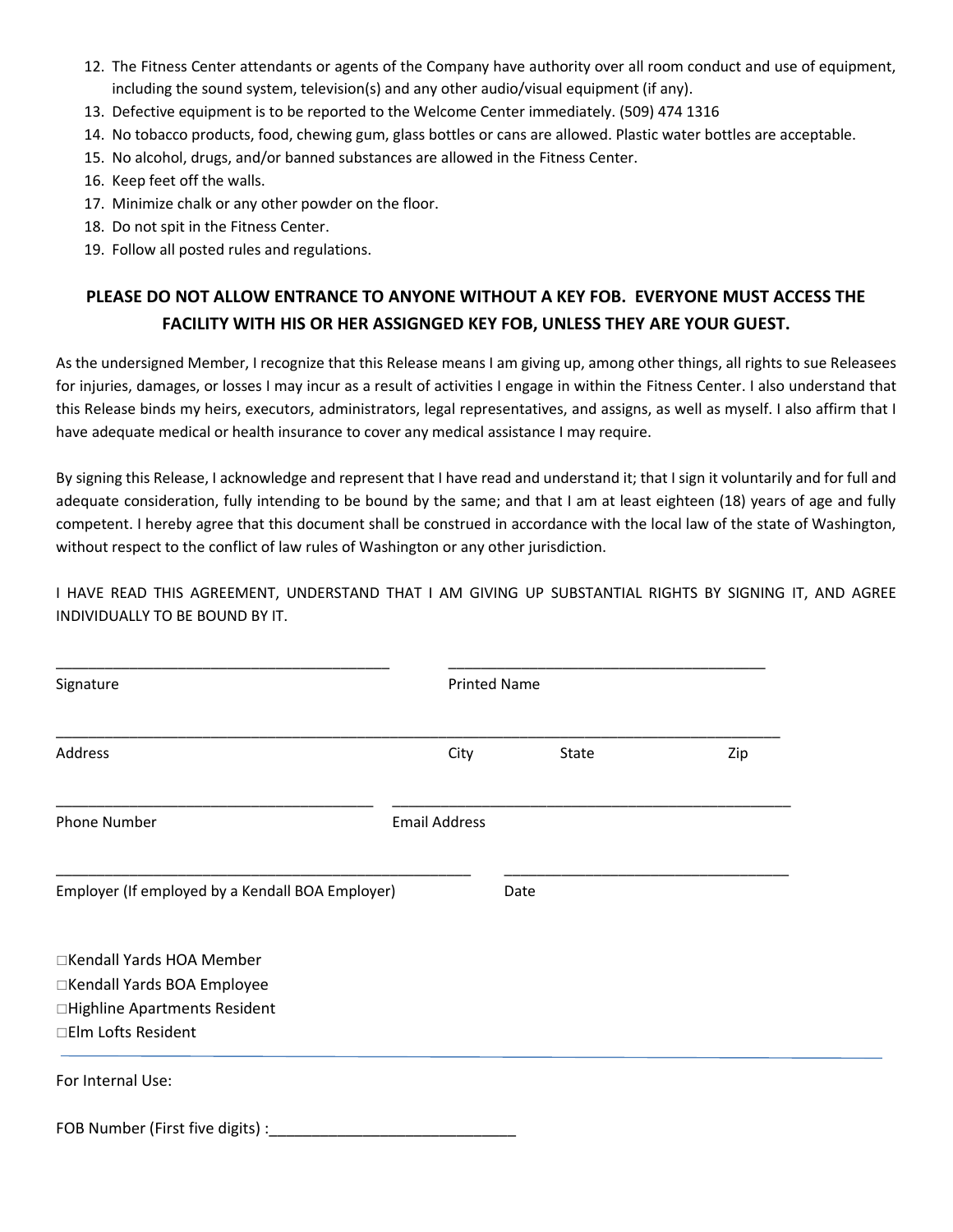12. The Fitness Center attendants or agents of the Company have authority over all room conduct and use of equipment, including the sound system, television(s) and any other audio/visual equipment (if any).
13. Defective equipment is to be reported to the Welcome Center immediately. (509) 474 1316
14. No tobacco products, food, chewing gum, glass bottles or cans are allowed. Plastic water bottles are acceptable.
15. No alcohol, drugs, and/or banned substances are allowed in the Fitness Center.
16. Keep feet off the walls.
17. Minimize chalk or any other powder on the floor.
18. Do not spit in the Fitness Center.
19. Follow all posted rules and regulations.

**PLEASE DO NOT ALLOW ENTRANCE TO ANYONE WITHOUT A KEY FOB. EVERYONE MUST ACCESS THE FACILITY WITH HIS OR HER ASSIGNGED KEY FOB, UNLESS THEY ARE YOUR GUEST.**

As the undersigned Member, I recognize that this Release means I am giving up, among other things, all rights to sue Releasees for injuries, damages, or losses I may incur as a result of activities I engage in within the Fitness Center. I also understand that this Release binds my heirs, executors, administrators, legal representatives, and assigns, as well as myself. I also affirm that I have adequate medical or health insurance to cover any medical assistance I may require.

By signing this Release, I acknowledge and represent that I have read and understand it; that I sign it voluntarily and for full and adequate consideration, fully intending to be bound by the same; and that I am at least eighteen (18) years of age and fully competent. I hereby agree that this document shall be construed in accordance with the local law of the state of Washington, without respect to the conflict of law rules of Washington or any other jurisdiction.

I HAVE READ THIS AGREEMENT, UNDERSTAND THAT I AM GIVING UP SUBSTANTIAL RIGHTS BY SIGNING IT, AND AGREE INDIVIDUALLY TO BE BOUND BY IT.

___________________________________________ ________________________________________

Signature Printed Name

_____________________________________________________________________________________________

Address City State Zip

________________________________________ ___________________________________________________

Phone Number Email Address

_____________________________________________________ ____________________________________

Employer (If employed by a Kendall BOA Employer) Date

☐Kendall Yards HOA Member
☐Kendall Yards BOA Employee
☐Highline Apartments Resident
☐Elm Lofts Resident

---

For Internal Use:

FOB Number (First five digits) :_____________________________